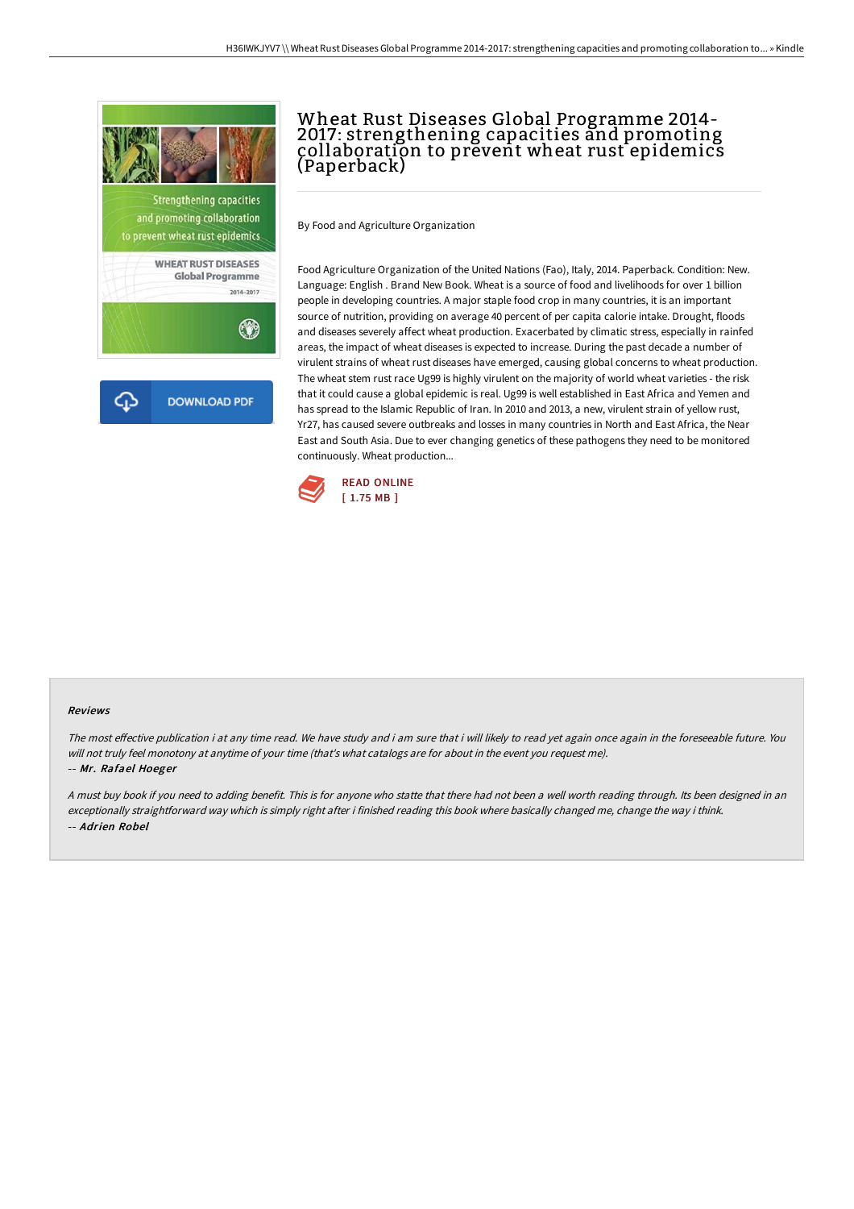# Wheat Rust Diseases Global Programme 2014-2017: strengthening capacities and promoting collaboration to prevent wheat rust epidemics (Paperback)

By Food and Agriculture Organization

Food Agriculture Organization of the United Nations (Fao), Italy, 2014. Paperback. Condition: New. Language: English . Brand New Book. Wheat is a source of food and livelihoods for over 1 billion people in developing countries. A major staple food crop in many countries, it is an important source of nutrition, providing on average 40 percent of per capita calorie intake. Drought, floods and diseases severely affect wheat production. Exacerbated by climatic stress, especially in rainfed areas, the impact of wheat diseases is expected to increase. During the past decade a number of virulent strains of wheat rust diseases have emerged, causing global concerns to wheat production. The wheat stem rust race Ug99 is highly virulent on the majority of world wheat varieties - the risk that it could cause a global epidemic is real. Ug99 is well established in East Africa and Yemen and has spread to the Islamic Republic of Iran. In 2010 and 2013, a new, virulent strain of yellow rust, Yr27, has caused severe outbreaks and losses in many countries in North and East Africa, the Near East and South Asia. Due to ever changing genetics of these pathogens they need to be monitored continuously. Wheat production...

READ ONLINE
[ 1.75 MB ]

DOWNLOAD PDF

### Reviews

*The most effective publication i at any time read. We have study and i am sure that i will likely to read yet again once again in the foreseeable future. You will not truly feel monotony at anytime of your time (that's what catalogs are for about in the event you request me).*

*-- Mr. Rafael Hoeger*

*A must buy book if you need to adding benefit. This is for anyone who statte that there had not been a well worth reading through. Its been designed in an exceptionally straightforward way which is simply right after i finished reading this book where basically changed me, change the way i think.*

*-- Adrien Robel*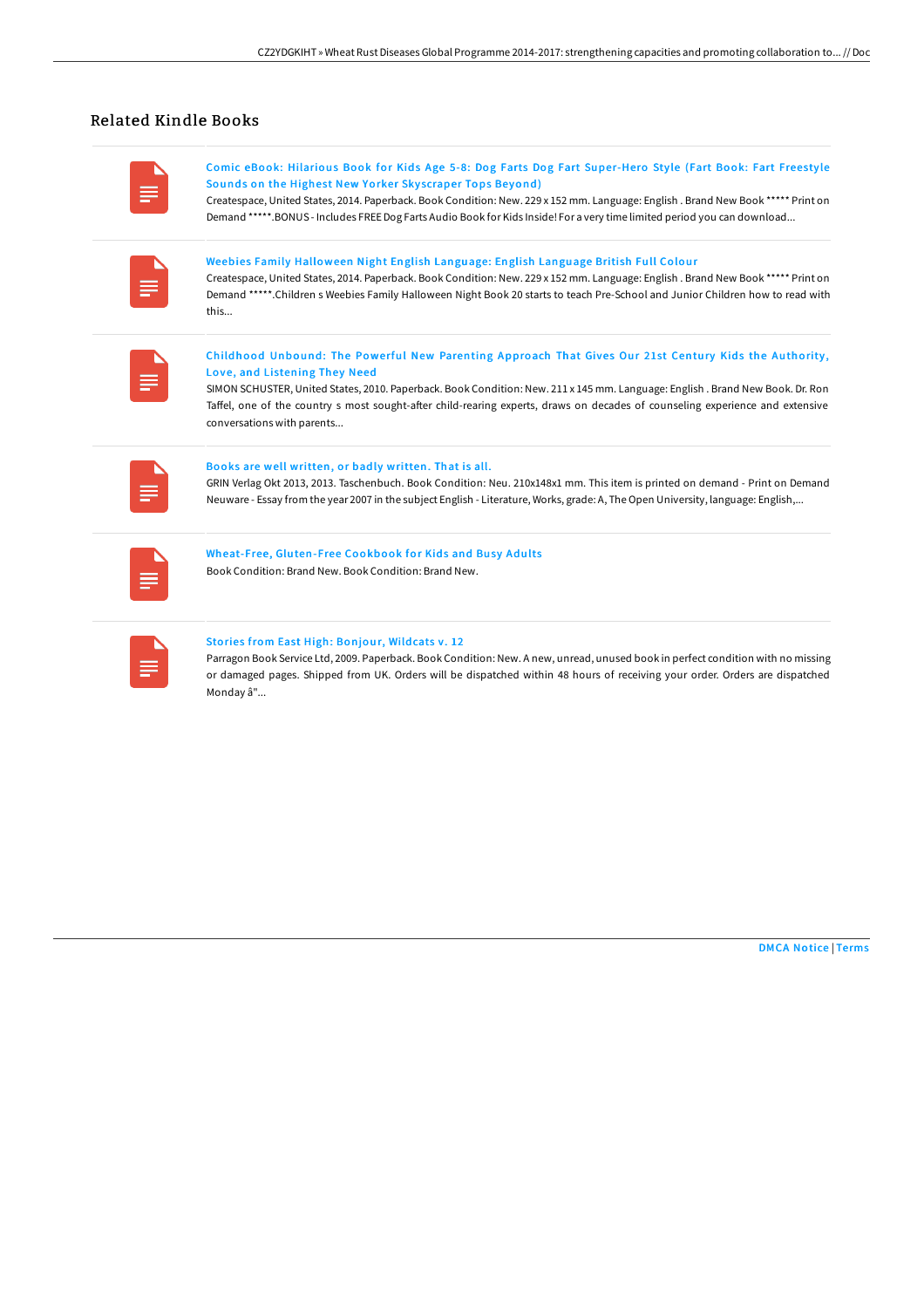## Related Kindle Books

**Comic eBook: Hilarious Book for Kids Age 5-8: Dog Farts Dog Fart Super-Hero Style (Fart Book: Fart Freestyle Sounds on the Highest New Yorker Skyscraper Tops Beyond)**

Createspace, United States, 2014. Paperback. Book Condition: New. 229 x 152 mm. Language: English . Brand New Book ***** Print on Demand *****.BONUS - Includes FREE Dog Farts Audio Book for Kids Inside! For a very time limited period you can download...

**Weebies Family Halloween Night English Language: English Language British Full Colour**

Createspace, United States, 2014. Paperback. Book Condition: New. 229 x 152 mm. Language: English . Brand New Book ***** Print on Demand *****.Children s Weebies Family Halloween Night Book 20 starts to teach Pre-School and Junior Children how to read with this...

**Childhood Unbound: The Powerful New Parenting Approach That Gives Our 21st Century Kids the Authority, Love, and Listening They Need**

SIMON SCHUSTER, United States, 2010. Paperback. Book Condition: New. 211 x 145 mm. Language: English . Brand New Book. Dr. Ron Taffel, one of the country s most sought-after child-rearing experts, draws on decades of counseling experience and extensive conversations with parents...

**Books are well written, or badly written. That is all.**

GRIN Verlag Okt 2013, 2013. Taschenbuch. Book Condition: Neu. 210x148x1 mm. This item is printed on demand - Print on Demand Neuware - Essay from the year 2007 in the subject English - Literature, Works, grade: A, The Open University, language: English,...

**Wheat-Free, Gluten-Free Cookbook for Kids and Busy Adults**

Book Condition: Brand New. Book Condition: Brand New.

**Stories from East High: Bonjour, Wildcats v. 12**

Parragon Book Service Ltd, 2009. Paperback. Book Condition: New. A new, unread, unused book in perfect condition with no missing or damaged pages. Shipped from UK. Orders will be dispatched within 48 hours of receiving your order. Orders are dispatched Monday â"...